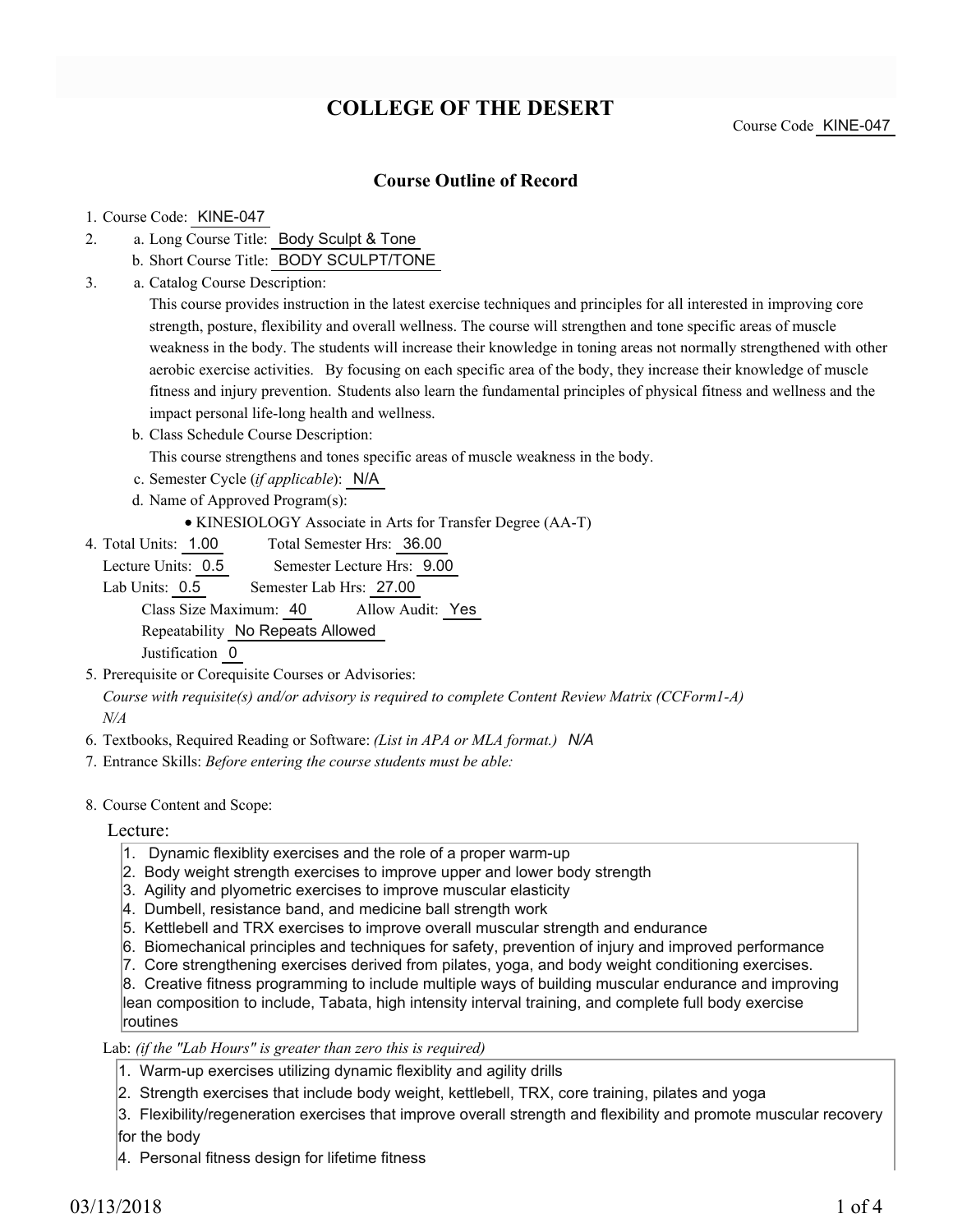# COLLEGE OF THE DESERT

Course Code KINE-047

## Course Outline of Record

1. Course Code: KINE-047
2. a. Long Course Title: Body Sculpt & Tone
   b. Short Course Title: BODY SCULPT/TONE
3. a. Catalog Course Description:
   This course provides instruction in the latest exercise techniques and principles for all interested in improving core strength, posture, flexibility and overall wellness. The course will strengthen and tone specific areas of muscle weakness in the body. The students will increase their knowledge in toning areas not normally strengthened with other aerobic exercise activities. By focusing on each specific area of the body, they increase their knowledge of muscle fitness and injury prevention. Students also learn the fundamental principles of physical fitness and wellness and the impact personal life-long health and wellness.
   b. Class Schedule Course Description:
   This course strengthens and tones specific areas of muscle weakness in the body.
   c. Semester Cycle (*if applicable*): N/A
   d. Name of Approved Program(s):
      - KINESIOLOGY Associate in Arts for Transfer Degree (AA-T)
4. Total Units: 1.00 Total Semester Hrs: 36.00
   Lecture Units: 0.5 Semester Lecture Hrs: 9.00
   Lab Units: 0.5 Semester Lab Hrs: 27.00
   Class Size Maximum: 40 Allow Audit: Yes
   Repeatability No Repeats Allowed
   Justification 0
5. Prerequisite or Corequisite Courses or Advisories:
   *Course with requisite(s) and/or advisory is required to complete Content Review Matrix (CCForm1-A)*
   *N/A*
6. Textbooks, Required Reading or Software: *(List in APA or MLA format.)* *N/A*
7. Entrance Skills: *Before entering the course students must be able:*

8. Course Content and Scope:

Lecture:

1. Dynamic flexiblity exercises and the role of a proper warm-up
2. Body weight strength exercises to improve upper and lower body strength
3. Agility and plyometric exercises to improve muscular elasticity
4. Dumbell, resistance band, and medicine ball strength work
5. Kettlebell and TRX exercises to improve overall muscular strength and endurance
6. Biomechanical principles and techniques for safety, prevention of injury and improved performance
7. Core strengthening exercises derived from pilates, yoga, and body weight conditioning exercises.
8. Creative fitness programming to include multiple ways of building muscular endurance and improving lean composition to include, Tabata, high intensity interval training, and complete full body exercise routines

Lab: *(if the "Lab Hours" is greater than zero this is required)*

1. Warm-up exercises utilizing dynamic flexiblity and agility drills
2. Strength exercises that include body weight, kettlebell, TRX, core training, pilates and yoga
3. Flexibility/regeneration exercises that improve overall strength and flexibility and promote muscular recovery for the body
4. Personal fitness design for lifetime fitness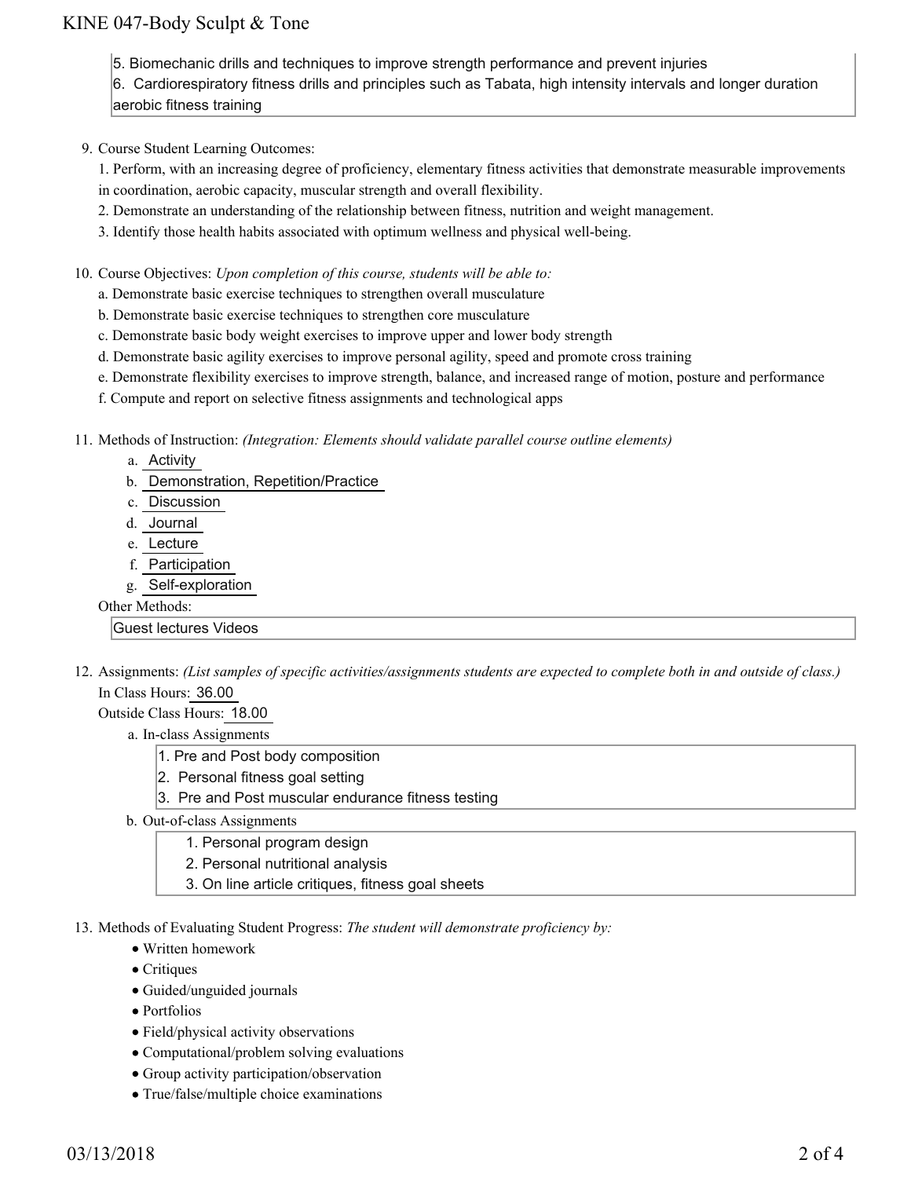5. Biomechanic drills and techniques to improve strength performance and prevent injuries
6. Cardiorespiratory fitness drills and principles such as Tabata, high intensity intervals and longer duration aerobic fitness training

9. Course Student Learning Outcomes:

   1. Perform, with an increasing degree of proficiency, elementary fitness activities that demonstrate measurable improvements in coordination, aerobic capacity, muscular strength and overall flexibility.
   2. Demonstrate an understanding of the relationship between fitness, nutrition and weight management.
   3. Identify those health habits associated with optimum wellness and physical well-being.

10. Course Objectives: *Upon completion of this course, students will be able to:*

    a. Demonstrate basic exercise techniques to strengthen overall musculature
    b. Demonstrate basic exercise techniques to strengthen core musculature
    c. Demonstrate basic body weight exercises to improve upper and lower body strength
    d. Demonstrate basic agility exercises to improve personal agility, speed and promote cross training
    e. Demonstrate flexibility exercises to improve strength, balance, and increased range of motion, posture and performance
    f. Compute and report on selective fitness assignments and technological apps

11. Methods of Instruction: *(Integration: Elements should validate parallel course outline elements)*

    a. Activity
    b. Demonstration, Repetition/Practice
    c. Discussion
    d. Journal
    e. Lecture
    f. Participation
    g. Self-exploration

    Other Methods:

    Guest lectures Videos

12. Assignments: *(List samples of specific activities/assignments students are expected to complete both in and outside of class.)*

    In Class Hours: 36.00

    Outside Class Hours: 18.00

    a. In-class Assignments
       1. Pre and Post body composition
       2. Personal fitness goal setting
       3. Pre and Post muscular endurance fitness testing

    b. Out-of-class Assignments
       1. Personal program design
       2. Personal nutritional analysis
       3. On line article critiques, fitness goal sheets

13. Methods of Evaluating Student Progress: *The student will demonstrate proficiency by:*

    - Written homework
    - Critiques
    - Guided/unguided journals
    - Portfolios
    - Field/physical activity observations
    - Computational/problem solving evaluations
    - Group activity participation/observation
    - True/false/multiple choice examinations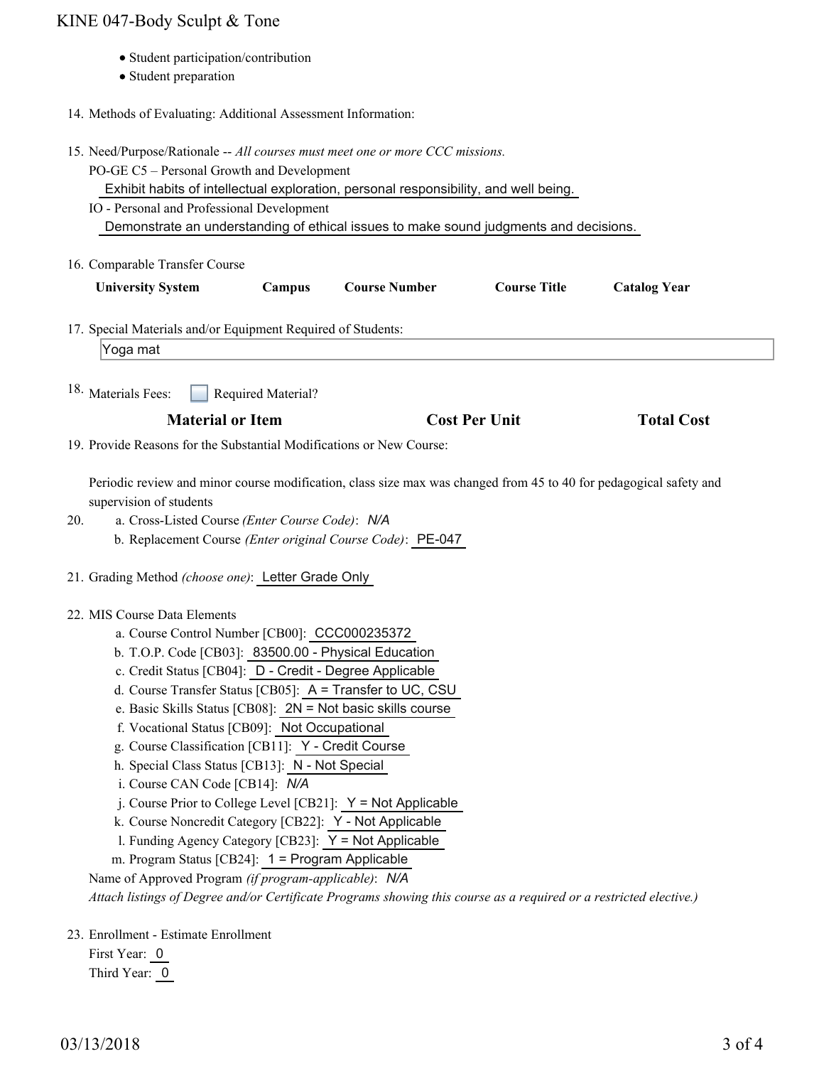- Student participation/contribution
- Student preparation

14. Methods of Evaluating: Additional Assessment Information:

15. Need/Purpose/Rationale -- *All courses must meet one or more CCC missions.*

    PO-GE C5 – Personal Growth and Development

    Exhibit habits of intellectual exploration, personal responsibility, and well being.

    IO - Personal and Professional Development

    Demonstrate an understanding of ethical issues to make sound judgments and decisions.

16. Comparable Transfer Course

| University System | Campus | Course Number | Course Title | Catalog Year |
| --- | --- | --- | --- | --- |

17. Special Materials and/or Equipment Required of Students:

    Yoga mat

18. Materials Fees: ☐ Required Material?

| Material or Item | Cost Per Unit | Total Cost |
| --- | --- | --- |

19. Provide Reasons for the Substantial Modifications or New Course:

    Periodic review and minor course modification, class size max was changed from 45 to 40 for pedagogical safety and supervision of students

20. a. Cross-Listed Course *(Enter Course Code)*: *N/A*

    b. Replacement Course *(Enter original Course Code)*: PE-047

21. Grading Method *(choose one)*: Letter Grade Only

22. MIS Course Data Elements

    a. Course Control Number [CB00]: CCC000235372

    b. T.O.P. Code [CB03]: 83500.00 - Physical Education

    c. Credit Status [CB04]: D - Credit - Degree Applicable

    d. Course Transfer Status [CB05]: A = Transfer to UC, CSU

    e. Basic Skills Status [CB08]: 2N = Not basic skills course

    f. Vocational Status [CB09]: Not Occupational

    g. Course Classification [CB11]: Y - Credit Course

    h. Special Class Status [CB13]: N - Not Special

    i. Course CAN Code [CB14]: *N/A*

    j. Course Prior to College Level [CB21]: Y = Not Applicable

    k. Course Noncredit Category [CB22]: Y - Not Applicable

    l. Funding Agency Category [CB23]: Y = Not Applicable

    m. Program Status [CB24]: 1 = Program Applicable

    Name of Approved Program *(if program-applicable)*: *N/A*

    *Attach listings of Degree and/or Certificate Programs showing this course as a required or a restricted elective.)*

23. Enrollment - Estimate Enrollment

    First Year: 0

    Third Year: 0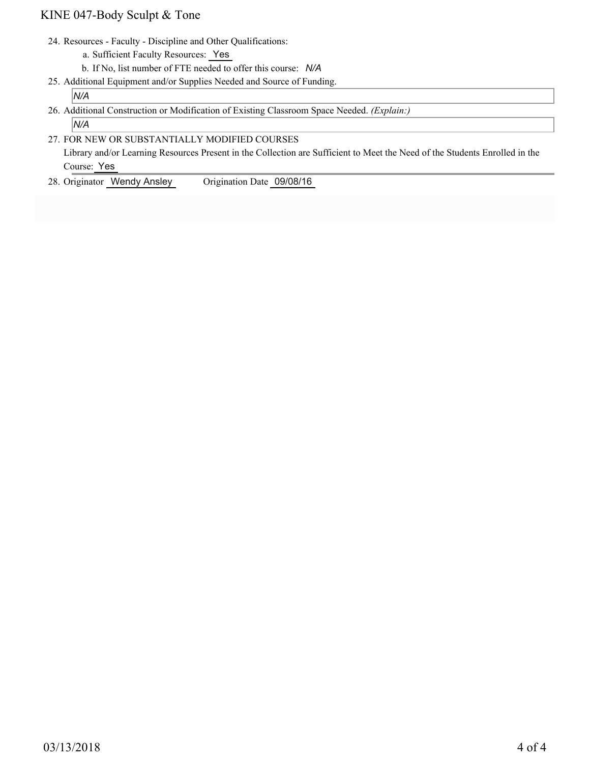24. Resources - Faculty - Discipline and Other Qualifications:
    a. Sufficient Faculty Resources: Yes
    b. If No, list number of FTE needed to offer this course: *N/A*
25. Additional Equipment and/or Supplies Needed and Source of Funding.

    *N/A*
26. Additional Construction or Modification of Existing Classroom Space Needed. *(Explain:)*

    *N/A*
27. FOR NEW OR SUBSTANTIALLY MODIFIED COURSES

    Library and/or Learning Resources Present in the Collection are Sufficient to Meet the Need of the Students Enrolled in the Course: Yes
28. Originator Wendy Ansley Origination Date 09/08/16